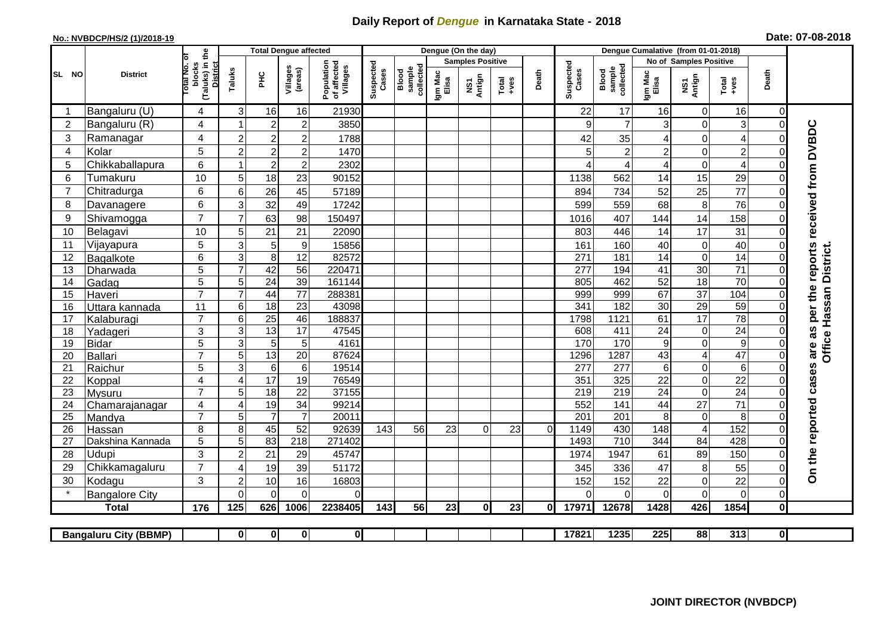# Daily Report of *Dengue* in Karnataka State - 2018

**No.: NVBDCP/HS/2 (1)/2018-19**

**Date: 07-08-2018**

| SL NO | District | Total No. of blocks (Taluks) in the District | Total Dengue affected | | | | Dengue (On the day) | | | | | | | Dengue Cumalative (from 01-01-2018) | | | | | | | |
|---|---|---|---|---|---|---|---|---|---|---|---|---|---|---|---|---|---|---|---|---|
| | | | Taluks | PHC | Villages (areas) | Population of affected Villages | Suspected Cases | Blood sample collected | Samples Positive | | | Death | Suspected Cases | Blood sample collected | No of Samples Positive | | | Death | |
| | | | | | | | | | Igm Mac Elisa | NS1 Antign | Total +ves | | | | Igm Mac Elisa | NS1 Antign | Total +ves | | |
| 1 | Bangaluru (U) | 4 | 3 | 16 | 16 | 21930 | | | | | | | 22 | 17 | 16 | 0 | 16 | 0 | On the reported cases are as per the reports received from DVBDC Office Hassan District. |
| 2 | Bangaluru (R) | 4 | 1 | 2 | 2 | 3850 | | | | | | | 9 | 7 | 3 | 0 | 3 | 0 | |
| 3 | Ramanagar | 4 | 2 | 2 | 2 | 1788 | | | | | | | 42 | 35 | 4 | 0 | 4 | 0 | |
| 4 | Kolar | 5 | 2 | 2 | 2 | 1470 | | | | | | | 5 | 2 | 2 | 0 | 2 | 0 | |
| 5 | Chikkaballapura | 6 | 1 | 2 | 2 | 2302 | | | | | | | 4 | 4 | 4 | 0 | 4 | 0 | |
| 6 | Tumakuru | 10 | 5 | 18 | 23 | 90152 | | | | | | | 1138 | 562 | 14 | 15 | 29 | 0 | |
| 7 | Chitradurga | 6 | 6 | 26 | 45 | 57189 | | | | | | | 894 | 734 | 52 | 25 | 77 | 0 | |
| 8 | Davanagere | 6 | 3 | 32 | 49 | 17242 | | | | | | | 599 | 559 | 68 | 8 | 76 | 0 | |
| 9 | Shivamogga | 7 | 7 | 63 | 98 | 150497 | | | | | | | 1016 | 407 | 144 | 14 | 158 | 0 | |
| 10 | Belagavi | 10 | 5 | 21 | 21 | 22090 | | | | | | | 803 | 446 | 14 | 17 | 31 | 0 | |
| 11 | Vijayapura | 5 | 3 | 5 | 9 | 15856 | | | | | | | 161 | 160 | 40 | 0 | 40 | 0 | |
| 12 | Bagalkote | 6 | 3 | 8 | 12 | 82572 | | | | | | | 271 | 181 | 14 | 0 | 14 | 0 | |
| 13 | Dharwada | 5 | 7 | 42 | 56 | 220471 | | | | | | | 277 | 194 | 41 | 30 | 71 | 0 | |
| 14 | Gadag | 5 | 5 | 24 | 39 | 161144 | | | | | | | 805 | 462 | 52 | 18 | 70 | 0 | |
| 15 | Haveri | 7 | 7 | 44 | 77 | 288381 | | | | | | | 999 | 999 | 67 | 37 | 104 | 0 | |
| 16 | Uttara kannada | 11 | 6 | 18 | 23 | 43098 | | | | | | | 341 | 182 | 30 | 29 | 59 | 0 | |
| 17 | Kalaburagi | 7 | 6 | 25 | 46 | 188837 | | | | | | | 1798 | 1121 | 61 | 17 | 78 | 0 | |
| 18 | Yadageri | 3 | 3 | 13 | 17 | 47545 | | | | | | | 608 | 411 | 24 | 0 | 24 | 0 | |
| 19 | Bidar | 5 | 3 | 5 | 5 | 4161 | | | | | | | 170 | 170 | 9 | 0 | 9 | 0 | |
| 20 | Ballari | 7 | 5 | 13 | 20 | 87624 | | | | | | | 1296 | 1287 | 43 | 4 | 47 | 0 | |
| 21 | Raichur | 5 | 3 | 6 | 6 | 19514 | | | | | | | 277 | 277 | 6 | 0 | 6 | 0 | |
| 22 | Koppal | 4 | 4 | 17 | 19 | 76549 | | | | | | | 351 | 325 | 22 | 0 | 22 | 0 | |
| 23 | Mysuru | 7 | 5 | 18 | 22 | 37155 | | | | | | | 219 | 219 | 24 | 0 | 24 | 0 | |
| 24 | Chamarajanagar | 4 | 4 | 19 | 34 | 99214 | | | | | | | 552 | 141 | 44 | 27 | 71 | 0 | |
| 25 | Mandya | 7 | 5 | 7 | 7 | 20011 | | | | | | | 201 | 201 | 8 | 0 | 8 | 0 | |
| 26 | Hassan | 8 | 8 | 45 | 52 | 92639 | 143 | 56 | 23 | 0 | 23 | 0 | 1149 | 430 | 148 | 4 | 152 | 0 | |
| 27 | Dakshina Kannada | 5 | 5 | 83 | 218 | 271402 | | | | | | | 1493 | 710 | 344 | 84 | 428 | 0 | |
| 28 | Udupi | 3 | 2 | 21 | 29 | 45747 | | | | | | | 1974 | 1947 | 61 | 89 | 150 | 0 | |
| 29 | Chikkamagaluru | 7 | 4 | 19 | 39 | 51172 | | | | | | | 345 | 336 | 47 | 8 | 55 | 0 | |
| 30 | Kodagu | 3 | 2 | 10 | 16 | 16803 | | | | | | | 152 | 152 | 22 | 0 | 22 | 0 | |
| * | Bangalore City | | 0 | 0 | 0 | 0 | | | | | | | 0 | 0 | 0 | 0 | 0 | 0 | |
| | **Total** | **176** | **125** | **626** | **1006** | **2238405** | **143** | **56** | **23** | **0** | **23** | **0** | **17971** | **12678** | **1428** | **426** | **1854** | **0** | |

| Bangaluru City (BBMP) | | 0 | 0 | 0 | 0 | | | | | | | 17821 | 1235 | 225 | 88 | 313 | 0 | |
|---|---|---|---|---|---|---|---|---|---|---|---|---|---|---|---|---|---|---|

**JOINT DIRECTOR (NVBDCP)**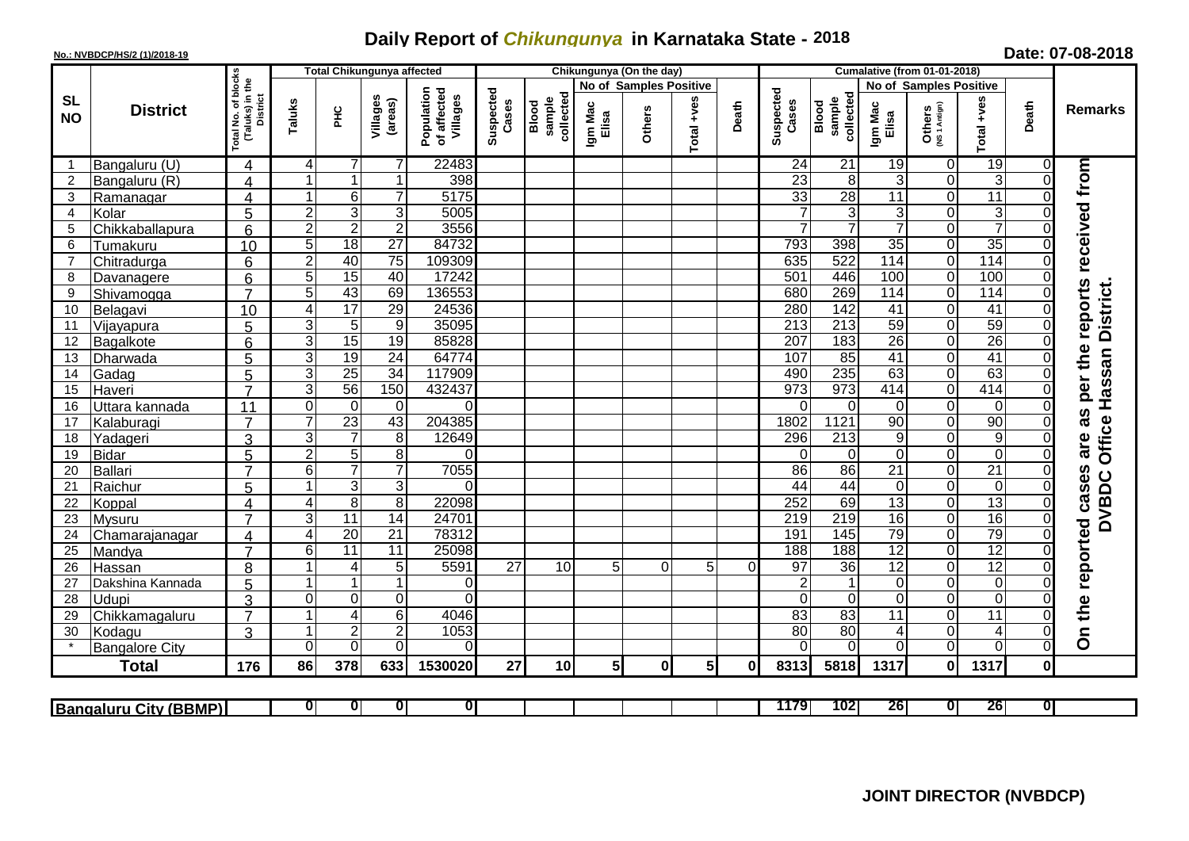# Daily Report of *Chikungunya* in Karnataka State - 2018

**No.: NVBDCP/HS/2 (1)/2018-19**

**Date: 07-08-2018**

| SL NO | District | Total No. of blocks (Taluks) in the District | Total Chikungunya affected | | | | Chikungunya (On the day) | | | | | | | Cumalative (from 01-01-2018) | | | | | | | Remarks |
|---|---|---|---|---|---|---|---|---|---|---|---|---|---|---|---|---|---|---|---|---|---|
| | | | Taluks | PHC | Villages (areas) | Population of affected Villages | Suspected Cases | Blood sample collected | No of Samples Positive | | | Death | Suspected Cases | Blood sample collected | No of Samples Positive | | | Death | |
| | | | | | | | | | Igm Mac Elisa | Others | Total +ves | | | | Igm Mac Elisa | Others (NS 1 Antign) | Total +ves | | |
| 1 | Bangaluru (U) | 4 | 4 | 7 | 7 | 22483 | | | | | | | 24 | 21 | 19 | 0 | 19 | 0 | On the reported cases are as per the reports received from DVBDC Office Hassan District. |
| 2 | Bangaluru (R) | 4 | 1 | 1 | 1 | 398 | | | | | | | 23 | 8 | 3 | 0 | 3 | 0 | |
| 3 | Ramanagar | 4 | 1 | 6 | 7 | 5175 | | | | | | | 33 | 28 | 11 | 0 | 11 | 0 | |
| 4 | Kolar | 5 | 2 | 3 | 3 | 5005 | | | | | | | 7 | 3 | 3 | 0 | 3 | 0 | |
| 5 | Chikkaballapura | 6 | 2 | 2 | 2 | 3556 | | | | | | | 7 | 7 | 7 | 0 | 7 | 0 | |
| 6 | Tumakuru | 10 | 5 | 18 | 27 | 84732 | | | | | | | 793 | 398 | 35 | 0 | 35 | 0 | |
| 7 | Chitradurga | 6 | 2 | 40 | 75 | 109309 | | | | | | | 635 | 522 | 114 | 0 | 114 | 0 | |
| 8 | Davanagere | 6 | 5 | 15 | 40 | 17242 | | | | | | | 501 | 446 | 100 | 0 | 100 | 0 | |
| 9 | Shivamogga | 7 | 5 | 43 | 69 | 136553 | | | | | | | 680 | 269 | 114 | 0 | 114 | 0 | |
| 10 | Belagavi | 10 | 4 | 17 | 29 | 24536 | | | | | | | 280 | 142 | 41 | 0 | 41 | 0 | |
| 11 | Vijayapura | 5 | 3 | 5 | 9 | 35095 | | | | | | | 213 | 213 | 59 | 0 | 59 | 0 | |
| 12 | Bagalkote | 6 | 3 | 15 | 19 | 85828 | | | | | | | 207 | 183 | 26 | 0 | 26 | 0 | |
| 13 | Dharwada | 5 | 3 | 19 | 24 | 64774 | | | | | | | 107 | 85 | 41 | 0 | 41 | 0 | |
| 14 | Gadag | 5 | 3 | 25 | 34 | 117909 | | | | | | | 490 | 235 | 63 | 0 | 63 | 0 | |
| 15 | Haveri | 7 | 3 | 56 | 150 | 432437 | | | | | | | 973 | 973 | 414 | 0 | 414 | 0 | |
| 16 | Uttara kannada | 11 | 0 | 0 | 0 | 0 | | | | | | | 0 | 0 | 0 | 0 | 0 | 0 | |
| 17 | Kalaburagi | 7 | 7 | 23 | 43 | 204385 | | | | | | | 1802 | 1121 | 90 | 0 | 90 | 0 | |
| 18 | Yadageri | 3 | 3 | 7 | 8 | 12649 | | | | | | | 296 | 213 | 9 | 0 | 9 | 0 | |
| 19 | Bidar | 5 | 2 | 5 | 8 | 0 | | | | | | | 0 | 0 | 0 | 0 | 0 | 0 | |
| 20 | Ballari | 7 | 6 | 7 | 7 | 7055 | | | | | | | 86 | 86 | 21 | 0 | 21 | 0 | |
| 21 | Raichur | 5 | 1 | 3 | 3 | 0 | | | | | | | 44 | 44 | 0 | 0 | 0 | 0 | |
| 22 | Koppal | 4 | 4 | 8 | 8 | 22098 | | | | | | | 252 | 69 | 13 | 0 | 13 | 0 | |
| 23 | Mysuru | 7 | 3 | 11 | 14 | 24701 | | | | | | | 219 | 219 | 16 | 0 | 16 | 0 | |
| 24 | Chamarajanagar | 4 | 4 | 20 | 21 | 78312 | | | | | | | 191 | 145 | 79 | 0 | 79 | 0 | |
| 25 | Mandya | 7 | 6 | 11 | 11 | 25098 | | | | | | | 188 | 188 | 12 | 0 | 12 | 0 | |
| 26 | Hassan | 8 | 1 | 4 | 5 | 5591 | 27 | 10 | 5 | 0 | 5 | 0 | 97 | 36 | 12 | 0 | 12 | 0 | |
| 27 | Dakshina Kannada | 5 | 1 | 1 | 1 | 0 | | | | | | | 2 | 1 | 0 | 0 | 0 | 0 | |
| 28 | Udupi | 3 | 0 | 0 | 0 | 0 | | | | | | | 0 | 0 | 0 | 0 | 0 | 0 | |
| 29 | Chikkamagaluru | 7 | 1 | 4 | 6 | 4046 | | | | | | | 83 | 83 | 11 | 0 | 11 | 0 | |
| 30 | Kodagu | 3 | 1 | 2 | 2 | 1053 | | | | | | | 80 | 80 | 4 | 0 | 4 | 0 | |
| * | Bangalore City | | 0 | 0 | 0 | 0 | | | | | | | 0 | 0 | 0 | 0 | 0 | 0 | |
| | **Total** | **176** | **86** | **378** | **633** | **1530020** | **27** | **10** | **5** | **0** | **5** | **0** | **8313** | **5818** | **1317** | **0** | **1317** | **0** | |

| | | | | | | | | | | | | | | | | | | | | |
|---|---|---|---|---|---|---|---|---|---|---|---|---|---|---|---|---|---|---|---|---|
| **Bangaluru City (BBMP)** | | 0 | 0 | 0 | 0 | | | | | | | 1179 | 102 | 26 | 0 | 26 | 0 | |

**JOINT DIRECTOR (NVBDCP)**